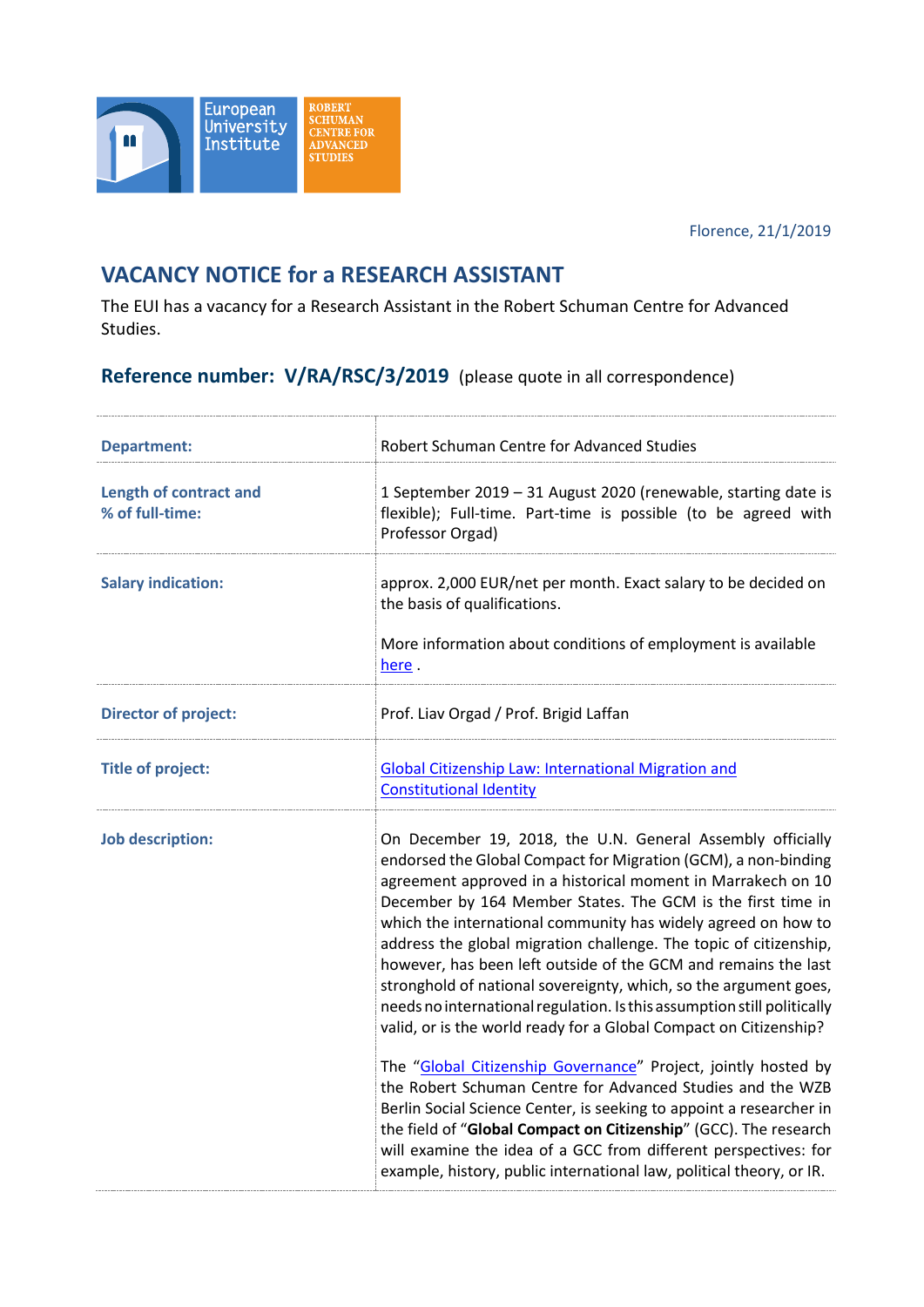European University Institute

ROBERT SCHUMAN CENTRE FOR ADVANCED STUDIES

Florence, 21/1/2019

# VACANCY NOTICE for a RESEARCH ASSISTANT

The EUI has a vacancy for a Research Assistant in the Robert Schuman Centre for Advanced Studies.

## Reference number: V/RA/RSC/3/2019 (please quote in all correspondence)

| | |
|---|---|
| **Department:** | Robert Schuman Centre for Advanced Studies |
| **Length of contract and % of full-time:** | 1 September 2019 – 31 August 2020 (renewable, starting date is flexible); Full-time. Part-time is possible (to be agreed with Professor Orgad) |
| **Salary indication:** | approx. 2,000 EUR/net per month. Exact salary to be decided on the basis of qualifications.<br><br>More information about conditions of employment is available here . |
| **Director of project:** | Prof. Liav Orgad / Prof. Brigid Laffan |
| **Title of project:** | Global Citizenship Law: International Migration and Constitutional Identity |
| **Job description:** | On December 19, 2018, the U.N. General Assembly officially endorsed the Global Compact for Migration (GCM), a non-binding agreement approved in a historical moment in Marrakech on 10 December by 164 Member States. The GCM is the first time in which the international community has widely agreed on how to address the global migration challenge. The topic of citizenship, however, has been left outside of the GCM and remains the last stronghold of national sovereignty, which, so the argument goes, needs no international regulation. Is this assumption still politically valid, or is the world ready for a Global Compact on Citizenship?<br><br>The "Global Citizenship Governance" Project, jointly hosted by the Robert Schuman Centre for Advanced Studies and the WZB Berlin Social Science Center, is seeking to appoint a researcher in the field of "**Global Compact on Citizenship**" (GCC). The research will examine the idea of a GCC from different perspectives: for example, history, public international law, political theory, or IR. |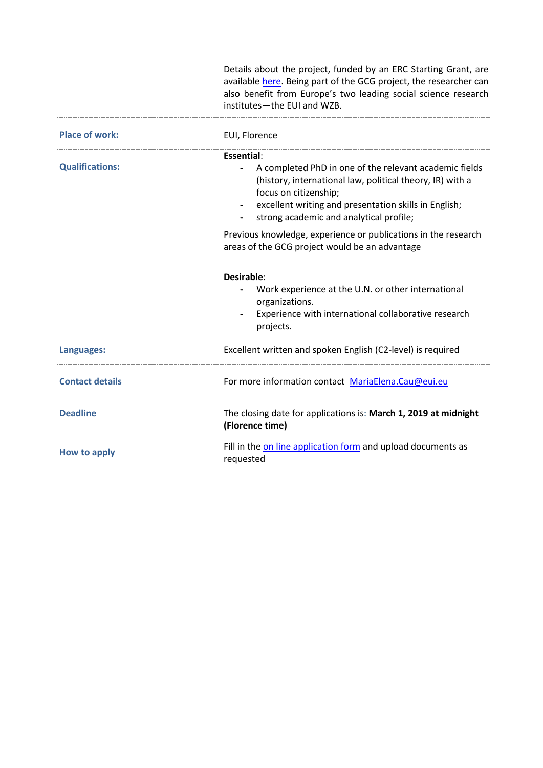| | |
|---|---|
| | Details about the project, funded by an ERC Starting Grant, are available [here](). Being part of the GCG project, the researcher can also benefit from Europe's two leading social science research institutes—the EUI and WZB. |
| **Place of work:** | EUI, Florence |
| **Qualifications:** | **Essential**:<br>- A completed PhD in one of the relevant academic fields (history, international law, political theory, IR) with a focus on citizenship;<br>- excellent writing and presentation skills in English;<br>- strong academic and analytical profile;<br><br>Previous knowledge, experience or publications in the research areas of the GCG project would be an advantage<br><br>**Desirable**:<br>- Work experience at the U.N. or other international organizations.<br>- Experience with international collaborative research projects. |
| **Languages:** | Excellent written and spoken English (C2-level) is required |
| **Contact details** | For more information contact MariaElena.Cau@eui.eu |
| **Deadline** | The closing date for applications is: **March 1, 2019 at midnight (Florence time)** |
| **How to apply** | Fill in the [on line application form]() and upload documents as requested |